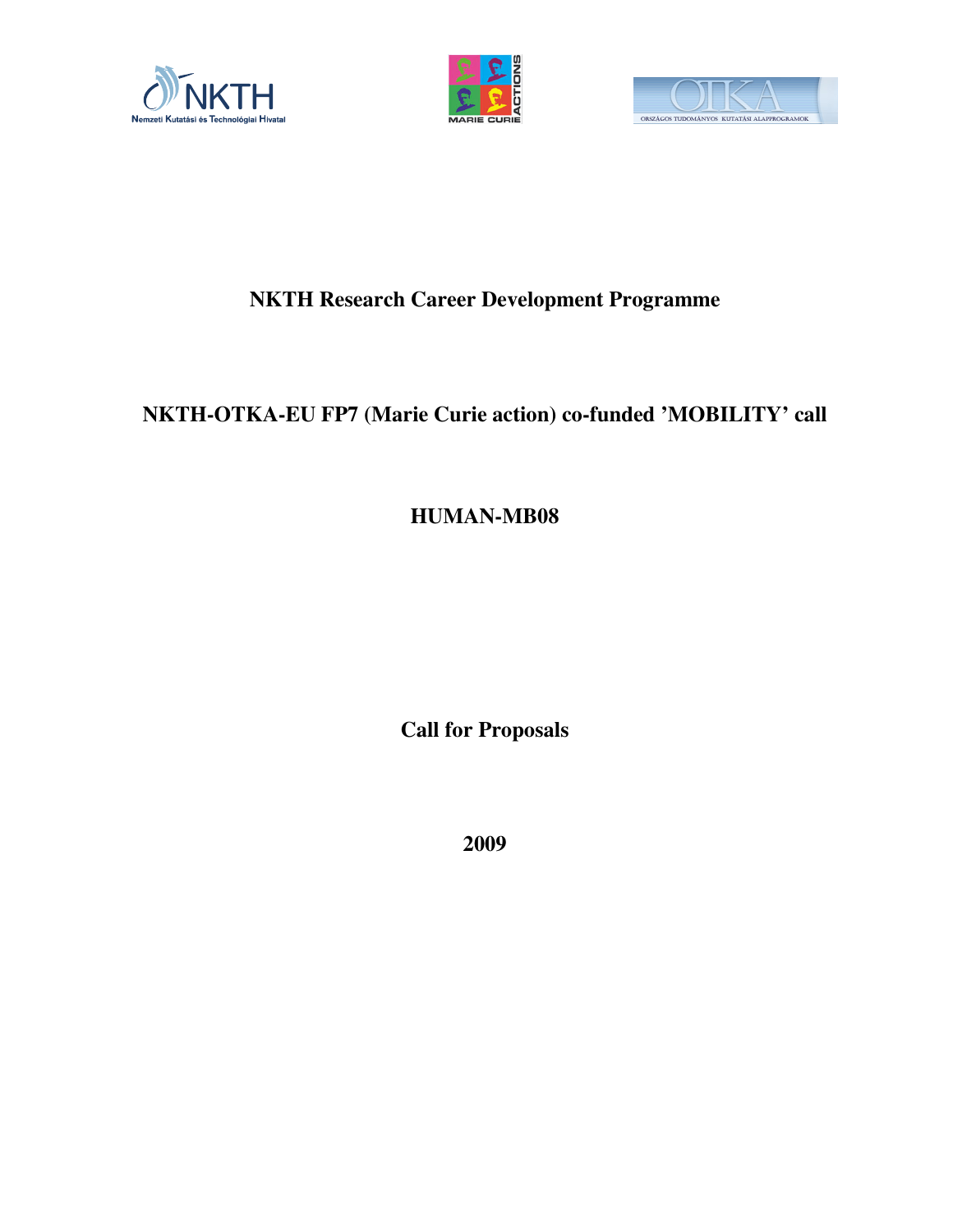# NKTH Research Career Development Programme

## NKTH-OTKA-EU FP7 (Marie Curie action) co-funded 'MOBILITY' call

## HUMAN-MB08

## Call for Proposals

## 2009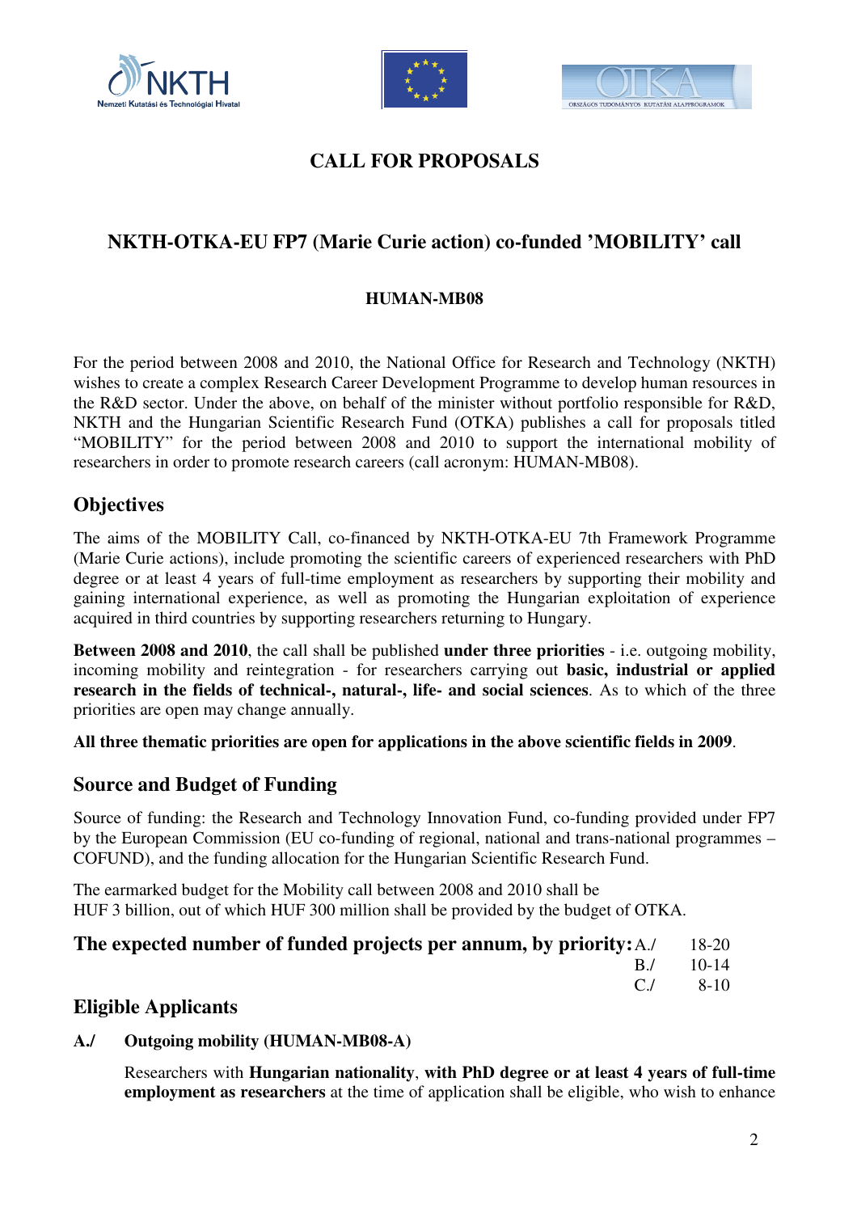# CALL FOR PROPOSALS

## NKTH-OTKA-EU FP7 (Marie Curie action) co-funded 'MOBILITY' call

### HUMAN-MB08

For the period between 2008 and 2010, the National Office for Research and Technology (NKTH) wishes to create a complex Research Career Development Programme to develop human resources in the R&D sector. Under the above, on behalf of the minister without portfolio responsible for R&D, NKTH and the Hungarian Scientific Research Fund (OTKA) publishes a call for proposals titled "MOBILITY" for the period between 2008 and 2010 to support the international mobility of researchers in order to promote research careers (call acronym: HUMAN-MB08).

## Objectives

The aims of the MOBILITY Call, co-financed by NKTH-OTKA-EU 7th Framework Programme (Marie Curie actions), include promoting the scientific careers of experienced researchers with PhD degree or at least 4 years of full-time employment as researchers by supporting their mobility and gaining international experience, as well as promoting the Hungarian exploitation of experience acquired in third countries by supporting researchers returning to Hungary.

**Between 2008 and 2010**, the call shall be published **under three priorities** - i.e. outgoing mobility, incoming mobility and reintegration - for researchers carrying out **basic, industrial or applied research in the fields of technical-, natural-, life- and social sciences**. As to which of the three priorities are open may change annually.

**All three thematic priorities are open for applications in the above scientific fields in 2009**.

## Source and Budget of Funding

Source of funding: the Research and Technology Innovation Fund, co-funding provided under FP7 by the European Commission (EU co-funding of regional, national and trans-national programmes – COFUND), and the funding allocation for the Hungarian Scientific Research Fund.

The earmarked budget for the Mobility call between 2008 and 2010 shall be HUF 3 billion, out of which HUF 300 million shall be provided by the budget of OTKA.

**The expected number of funded projects per annum, by priority:**

| Priority | Number |
|---|---|
| A./ | 18-20 |
| B./ | 10-14 |
| C./ | 8-10 |

## Eligible Applicants

**A./ Outgoing mobility (HUMAN-MB08-A)**

Researchers with **Hungarian nationality**, **with PhD degree or at least 4 years of full-time employment as researchers** at the time of application shall be eligible, who wish to enhance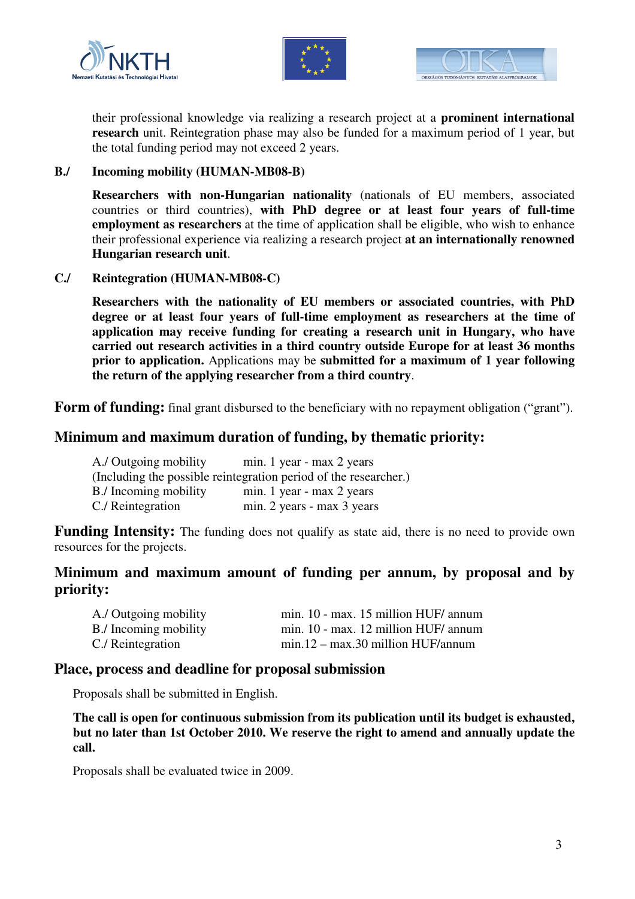their professional knowledge via realizing a research project at a **prominent international research** unit. Reintegration phase may also be funded for a maximum period of 1 year, but the total funding period may not exceed 2 years.

**B./ Incoming mobility (HUMAN-MB08-B)**

**Researchers with non-Hungarian nationality** (nationals of EU members, associated countries or third countries), **with PhD degree or at least four years of full-time employment as researchers** at the time of application shall be eligible, who wish to enhance their professional experience via realizing a research project **at an internationally renowned Hungarian research unit**.

**C./ Reintegration (HUMAN-MB08-C)**

**Researchers with the nationality of EU members or associated countries, with PhD degree or at least four years of full-time employment as researchers at the time of application may receive funding for creating a research unit in Hungary, who have carried out research activities in a third country outside Europe for at least 36 months prior to application.** Applications may be **submitted for a maximum of 1 year following the return of the applying researcher from a third country**.

**Form of funding:** final grant disbursed to the beneficiary with no repayment obligation ("grant").

## Minimum and maximum duration of funding, by thematic priority:

| | |
|---|---|
| A./ Outgoing mobility | min. 1 year - max 2 years |
| (Including the possible reintegration period of the researcher.) | |
| B./ Incoming mobility | min. 1 year - max 2 years |
| C./ Reintegration | min. 2 years - max 3 years |

**Funding Intensity:** The funding does not qualify as state aid, there is no need to provide own resources for the projects.

## Minimum and maximum amount of funding per annum, by proposal and by priority:

| | |
|---|---|
| A./ Outgoing mobility | min. 10 - max. 15 million HUF/ annum |
| B./ Incoming mobility | min. 10 - max. 12 million HUF/ annum |
| C./ Reintegration | min.12 – max.30 million HUF/annum |

## Place, process and deadline for proposal submission

Proposals shall be submitted in English.

**The call is open for continuous submission from its publication until its budget is exhausted, but no later than 1st October 2010. We reserve the right to amend and annually update the call.**

Proposals shall be evaluated twice in 2009.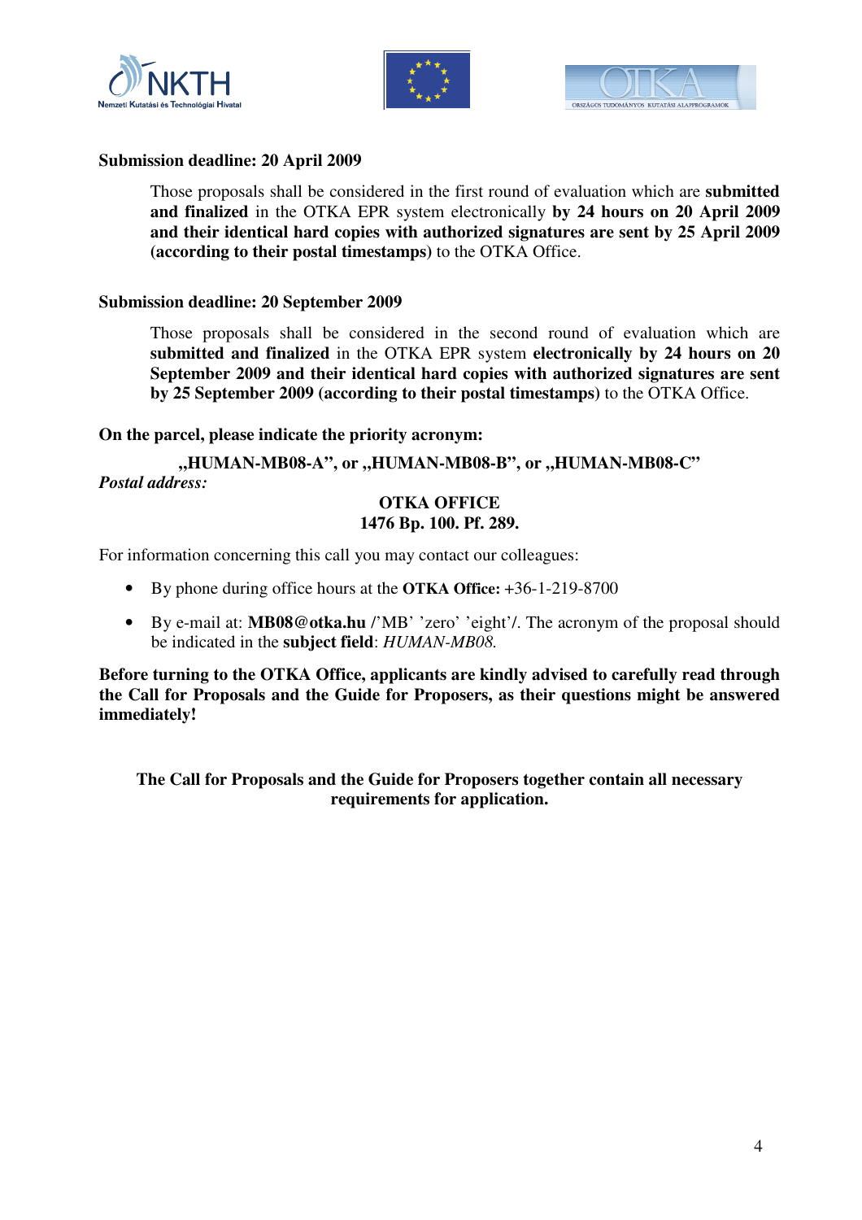**Submission deadline: 20 April 2009**

Those proposals shall be considered in the first round of evaluation which are **submitted and finalized** in the OTKA EPR system electronically **by 24 hours on 20 April 2009 and their identical hard copies with authorized signatures are sent by 25 April 2009 (according to their postal timestamps)** to the OTKA Office.

**Submission deadline: 20 September 2009**

Those proposals shall be considered in the second round of evaluation which are **submitted and finalized** in the OTKA EPR system **electronically by 24 hours on 20 September 2009 and their identical hard copies with authorized signatures are sent by 25 September 2009 (according to their postal timestamps)** to the OTKA Office.

**On the parcel, please indicate the priority acronym:**

**„HUMAN-MB08-A", or „HUMAN-MB08-B", or „HUMAN-MB08-C"**

*Postal address:*

**OTKA OFFICE**
**1476 Bp. 100. Pf. 289.**

For information concerning this call you may contact our colleagues:

- By phone during office hours at the **OTKA Office:** +36-1-219-8700
- By e-mail at: **MB08@otka.hu** /'MB' 'zero' 'eight'/. The acronym of the proposal should be indicated in the **subject field**: *HUMAN-MB08.*

**Before turning to the OTKA Office, applicants are kindly advised to carefully read through the Call for Proposals and the Guide for Proposers, as their questions might be answered immediately!**

**The Call for Proposals and the Guide for Proposers together contain all necessary requirements for application.**